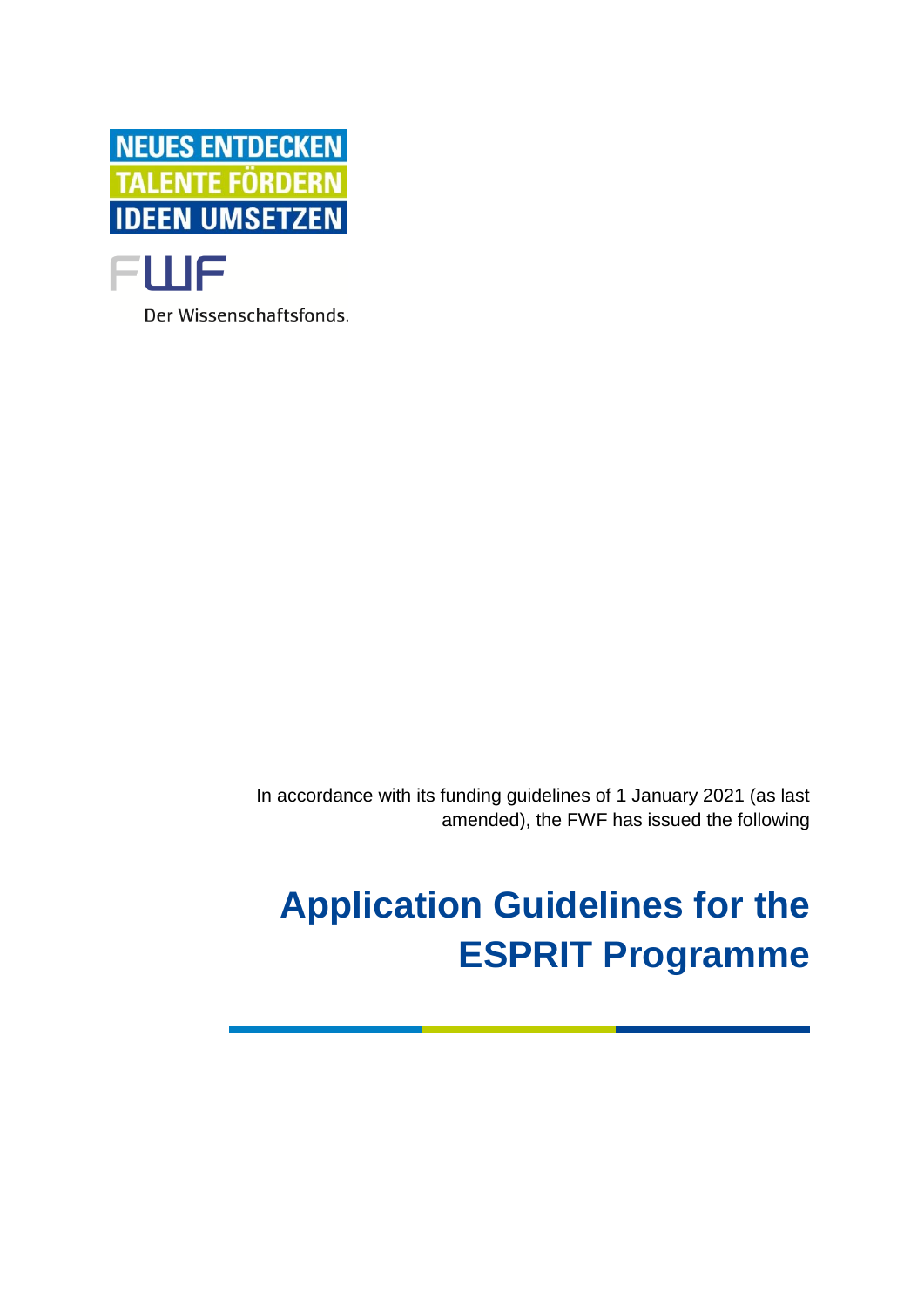NEUES ENTDECKEN
TALENTE FÖRDERN
IDEEN UMSETZEN

FWF

Der Wissenschaftsfonds.

In accordance with its funding guidelines of 1 January 2021 (as last amended), the FWF has issued the following

# Application Guidelines for the ESPRIT Programme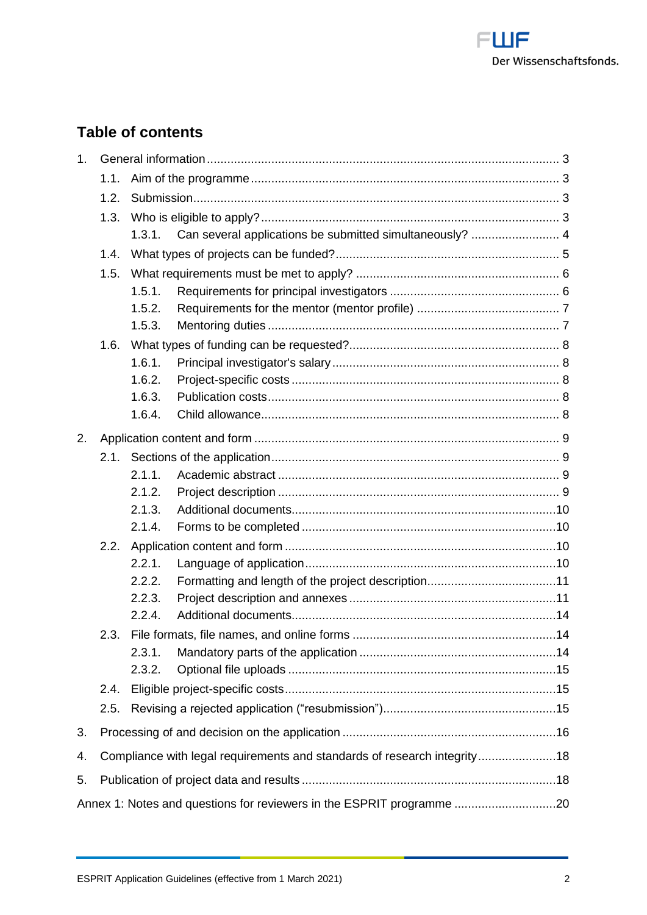## Table of contents

1. General information ........ 3
   - 1.1. Aim of the programme ........ 3
   - 1.2. Submission ........ 3
   - 1.3. Who is eligible to apply? ........ 3
     - 1.3.1. Can several applications be submitted simultaneously? ........ 4
   - 1.4. What types of projects can be funded? ........ 5
   - 1.5. What requirements must be met to apply? ........ 6
     - 1.5.1. Requirements for principal investigators ........ 6
     - 1.5.2. Requirements for the mentor (mentor profile) ........ 7
     - 1.5.3. Mentoring duties ........ 7
   - 1.6. What types of funding can be requested? ........ 8
     - 1.6.1. Principal investigator's salary ........ 8
     - 1.6.2. Project-specific costs ........ 8
     - 1.6.3. Publication costs ........ 8
     - 1.6.4. Child allowance ........ 8
2. Application content and form ........ 9
   - 2.1. Sections of the application ........ 9
     - 2.1.1. Academic abstract ........ 9
     - 2.1.2. Project description ........ 9
     - 2.1.3. Additional documents ........ 10
     - 2.1.4. Forms to be completed ........ 10
   - 2.2. Application content and form ........ 10
     - 2.2.1. Language of application ........ 10
     - 2.2.2. Formatting and length of the project description ........ 11
     - 2.2.3. Project description and annexes ........ 11
     - 2.2.4. Additional documents ........ 14
   - 2.3. File formats, file names, and online forms ........ 14
     - 2.3.1. Mandatory parts of the application ........ 14
     - 2.3.2. Optional file uploads ........ 15
   - 2.4. Eligible project-specific costs ........ 15
   - 2.5. Revising a rejected application ("resubmission") ........ 15
3. Processing of and decision on the application ........ 16
4. Compliance with legal requirements and standards of research integrity ........ 18
5. Publication of project data and results ........ 18

Annex 1: Notes and questions for reviewers in the ESPRIT programme ........ 20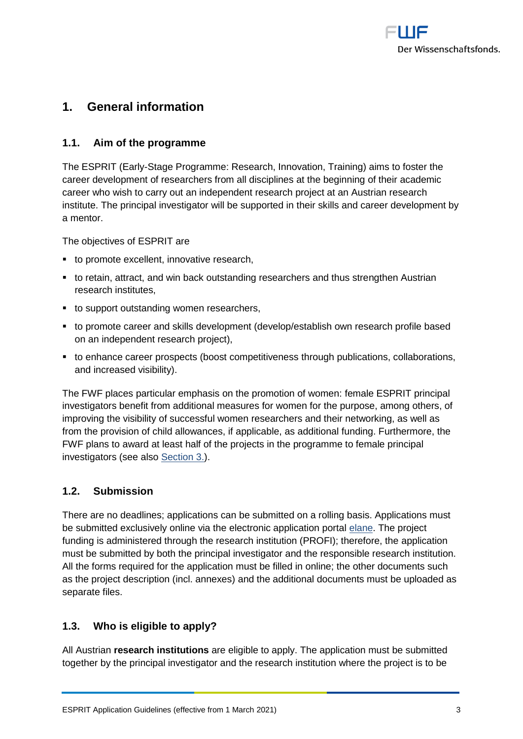# 1. General information

## 1.1. Aim of the programme

The ESPRIT (Early-Stage Programme: Research, Innovation, Training) aims to foster the career development of researchers from all disciplines at the beginning of their academic career who wish to carry out an independent research project at an Austrian research institute. The principal investigator will be supported in their skills and career development by a mentor.

The objectives of ESPRIT are

- to promote excellent, innovative research,
- to retain, attract, and win back outstanding researchers and thus strengthen Austrian research institutes,
- to support outstanding women researchers,
- to promote career and skills development (develop/establish own research profile based on an independent research project),
- to enhance career prospects (boost competitiveness through publications, collaborations, and increased visibility).

The FWF places particular emphasis on the promotion of women: female ESPRIT principal investigators benefit from additional measures for women for the purpose, among others, of improving the visibility of successful women researchers and their networking, as well as from the provision of child allowances, if applicable, as additional funding. Furthermore, the FWF plans to award at least half of the projects in the programme to female principal investigators (see also Section 3.).

## 1.2. Submission

There are no deadlines; applications can be submitted on a rolling basis. Applications must be submitted exclusively online via the electronic application portal elane. The project funding is administered through the research institution (PROFI); therefore, the application must be submitted by both the principal investigator and the responsible research institution. All the forms required for the application must be filled in online; the other documents such as the project description (incl. annexes) and the additional documents must be uploaded as separate files.

## 1.3. Who is eligible to apply?

All Austrian **research institutions** are eligible to apply. The application must be submitted together by the principal investigator and the research institution where the project is to be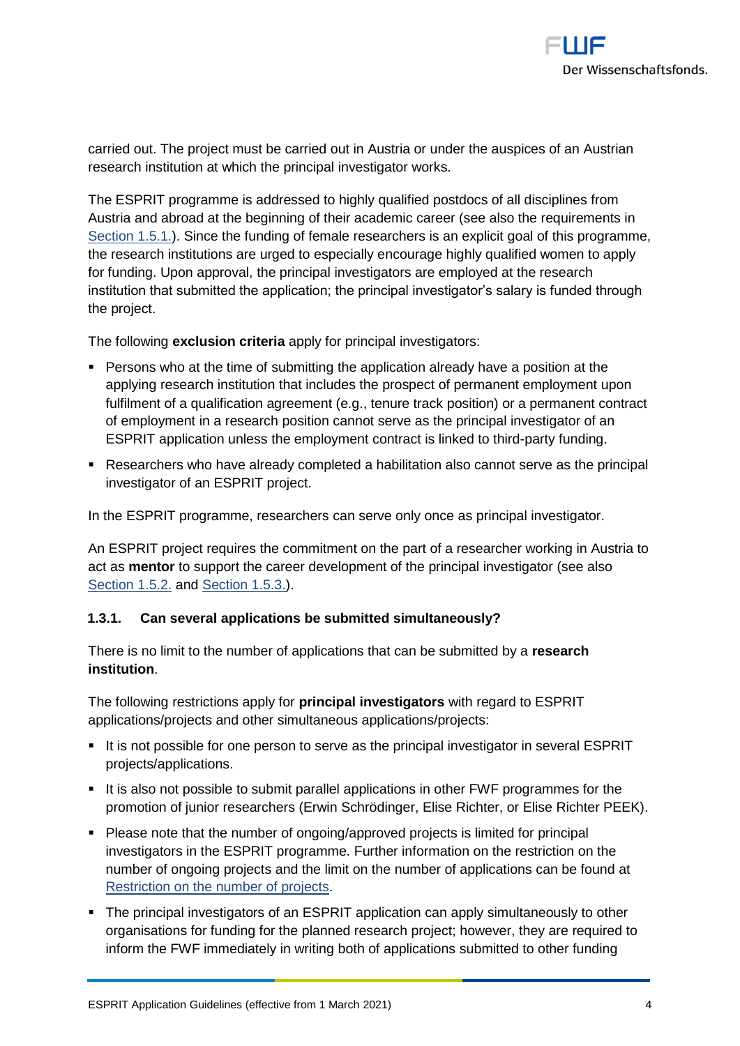carried out. The project must be carried out in Austria or under the auspices of an Austrian research institution at which the principal investigator works.

The ESPRIT programme is addressed to highly qualified postdocs of all disciplines from Austria and abroad at the beginning of their academic career (see also the requirements in Section 1.5.1.). Since the funding of female researchers is an explicit goal of this programme, the research institutions are urged to especially encourage highly qualified women to apply for funding. Upon approval, the principal investigators are employed at the research institution that submitted the application; the principal investigator's salary is funded through the project.

The following **exclusion criteria** apply for principal investigators:

- Persons who at the time of submitting the application already have a position at the applying research institution that includes the prospect of permanent employment upon fulfilment of a qualification agreement (e.g., tenure track position) or a permanent contract of employment in a research position cannot serve as the principal investigator of an ESPRIT application unless the employment contract is linked to third-party funding.
- Researchers who have already completed a habilitation also cannot serve as the principal investigator of an ESPRIT project.

In the ESPRIT programme, researchers can serve only once as principal investigator.

An ESPRIT project requires the commitment on the part of a researcher working in Austria to act as **mentor** to support the career development of the principal investigator (see also Section 1.5.2. and Section 1.5.3.).

### 1.3.1. Can several applications be submitted simultaneously?

There is no limit to the number of applications that can be submitted by a **research institution**.

The following restrictions apply for **principal investigators** with regard to ESPRIT applications/projects and other simultaneous applications/projects:

- It is not possible for one person to serve as the principal investigator in several ESPRIT projects/applications.
- It is also not possible to submit parallel applications in other FWF programmes for the promotion of junior researchers (Erwin Schrödinger, Elise Richter, or Elise Richter PEEK).
- Please note that the number of ongoing/approved projects is limited for principal investigators in the ESPRIT programme. Further information on the restriction on the number of ongoing projects and the limit on the number of applications can be found at Restriction on the number of projects.
- The principal investigators of an ESPRIT application can apply simultaneously to other organisations for funding for the planned research project; however, they are required to inform the FWF immediately in writing both of applications submitted to other funding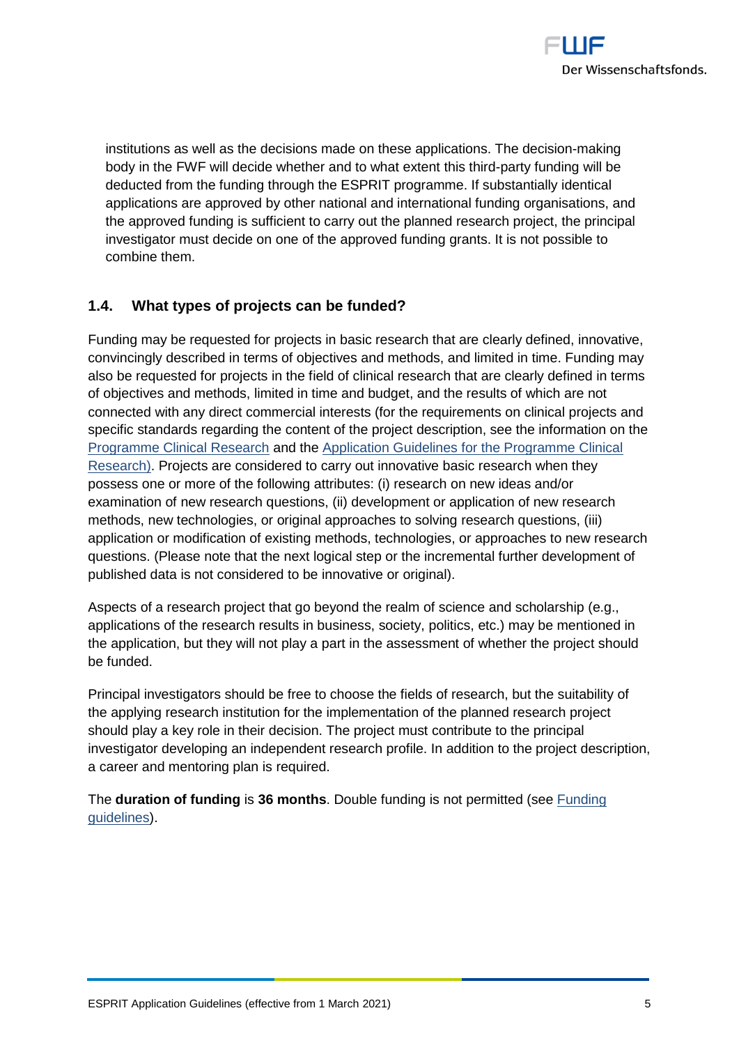institutions as well as the decisions made on these applications. The decision-making body in the FWF will decide whether and to what extent this third-party funding will be deducted from the funding through the ESPRIT programme. If substantially identical applications are approved by other national and international funding organisations, and the approved funding is sufficient to carry out the planned research project, the principal investigator must decide on one of the approved funding grants. It is not possible to combine them.

### 1.4. What types of projects can be funded?

Funding may be requested for projects in basic research that are clearly defined, innovative, convincingly described in terms of objectives and methods, and limited in time. Funding may also be requested for projects in the field of clinical research that are clearly defined in terms of objectives and methods, limited in time and budget, and the results of which are not connected with any direct commercial interests (for the requirements on clinical projects and specific standards regarding the content of the project description, see the information on the Programme Clinical Research and the Application Guidelines for the Programme Clinical Research). Projects are considered to carry out innovative basic research when they possess one or more of the following attributes: (i) research on new ideas and/or examination of new research questions, (ii) development or application of new research methods, new technologies, or original approaches to solving research questions, (iii) application or modification of existing methods, technologies, or approaches to new research questions. (Please note that the next logical step or the incremental further development of published data is not considered to be innovative or original).

Aspects of a research project that go beyond the realm of science and scholarship (e.g., applications of the research results in business, society, politics, etc.) may be mentioned in the application, but they will not play a part in the assessment of whether the project should be funded.

Principal investigators should be free to choose the fields of research, but the suitability of the applying research institution for the implementation of the planned research project should play a key role in their decision. The project must contribute to the principal investigator developing an independent research profile. In addition to the project description, a career and mentoring plan is required.

The **duration of funding** is **36 months**. Double funding is not permitted (see Funding guidelines).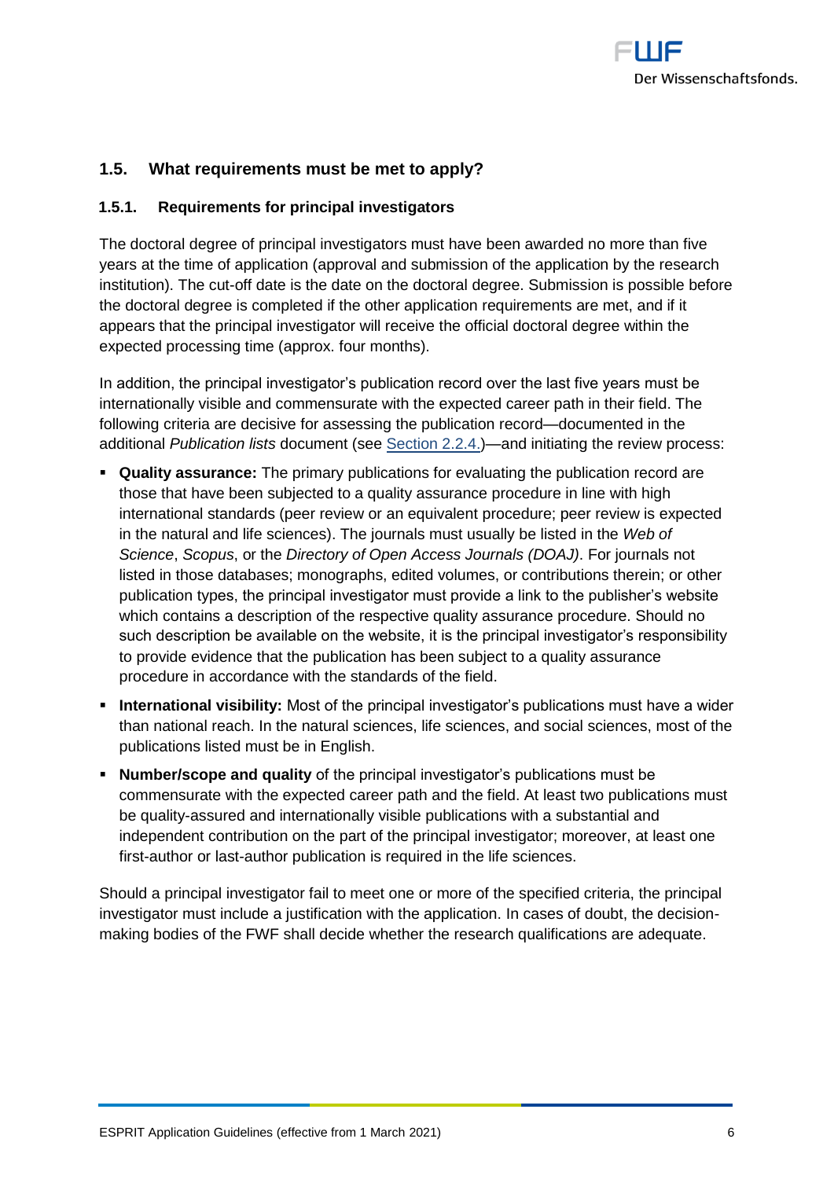## 1.5. What requirements must be met to apply?

### 1.5.1. Requirements for principal investigators

The doctoral degree of principal investigators must have been awarded no more than five years at the time of application (approval and submission of the application by the research institution). The cut-off date is the date on the doctoral degree. Submission is possible before the doctoral degree is completed if the other application requirements are met, and if it appears that the principal investigator will receive the official doctoral degree within the expected processing time (approx. four months).

In addition, the principal investigator's publication record over the last five years must be internationally visible and commensurate with the expected career path in their field. The following criteria are decisive for assessing the publication record—documented in the additional *Publication lists* document (see Section 2.2.4.)—and initiating the review process:

- **Quality assurance:** The primary publications for evaluating the publication record are those that have been subjected to a quality assurance procedure in line with high international standards (peer review or an equivalent procedure; peer review is expected in the natural and life sciences). The journals must usually be listed in the *Web of Science*, *Scopus*, or the *Directory of Open Access Journals (DOAJ)*. For journals not listed in those databases; monographs, edited volumes, or contributions therein; or other publication types, the principal investigator must provide a link to the publisher's website which contains a description of the respective quality assurance procedure. Should no such description be available on the website, it is the principal investigator's responsibility to provide evidence that the publication has been subject to a quality assurance procedure in accordance with the standards of the field.
- **International visibility:** Most of the principal investigator's publications must have a wider than national reach. In the natural sciences, life sciences, and social sciences, most of the publications listed must be in English.
- **Number/scope and quality** of the principal investigator's publications must be commensurate with the expected career path and the field. At least two publications must be quality-assured and internationally visible publications with a substantial and independent contribution on the part of the principal investigator; moreover, at least one first-author or last-author publication is required in the life sciences.

Should a principal investigator fail to meet one or more of the specified criteria, the principal investigator must include a justification with the application. In cases of doubt, the decision-making bodies of the FWF shall decide whether the research qualifications are adequate.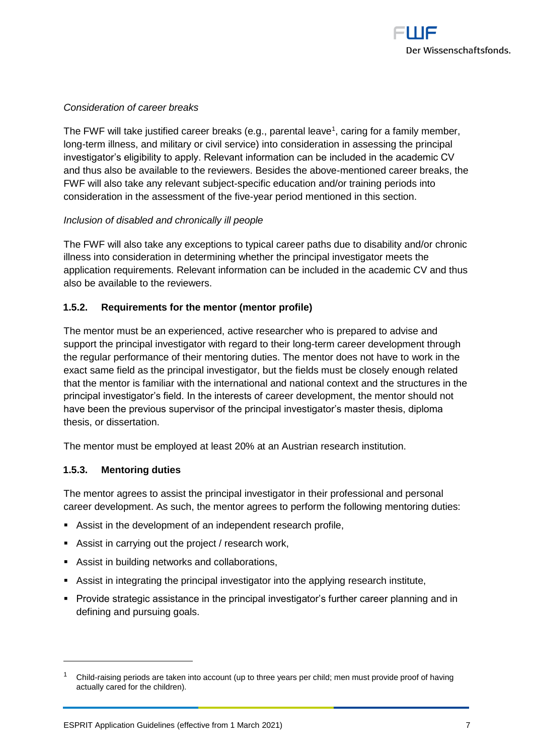*Consideration of career breaks*

The FWF will take justified career breaks (e.g., parental leave[1], caring for a family member, long-term illness, and military or civil service) into consideration in assessing the principal investigator's eligibility to apply. Relevant information can be included in the academic CV and thus also be available to the reviewers. Besides the above-mentioned career breaks, the FWF will also take any relevant subject-specific education and/or training periods into consideration in the assessment of the five-year period mentioned in this section.

*Inclusion of disabled and chronically ill people*

The FWF will also take any exceptions to typical career paths due to disability and/or chronic illness into consideration in determining whether the principal investigator meets the application requirements. Relevant information can be included in the academic CV and thus also be available to the reviewers.

### 1.5.2. Requirements for the mentor (mentor profile)

The mentor must be an experienced, active researcher who is prepared to advise and support the principal investigator with regard to their long-term career development through the regular performance of their mentoring duties. The mentor does not have to work in the exact same field as the principal investigator, but the fields must be closely enough related that the mentor is familiar with the international and national context and the structures in the principal investigator's field. In the interests of career development, the mentor should not have been the previous supervisor of the principal investigator's master thesis, diploma thesis, or dissertation.

The mentor must be employed at least 20% at an Austrian research institution.

### 1.5.3. Mentoring duties

The mentor agrees to assist the principal investigator in their professional and personal career development. As such, the mentor agrees to perform the following mentoring duties:

- Assist in the development of an independent research profile,
- Assist in carrying out the project / research work,
- Assist in building networks and collaborations,
- Assist in integrating the principal investigator into the applying research institute,
- Provide strategic assistance in the principal investigator's further career planning and in defining and pursuing goals.

---

[1] Child-raising periods are taken into account (up to three years per child; men must provide proof of having actually cared for the children).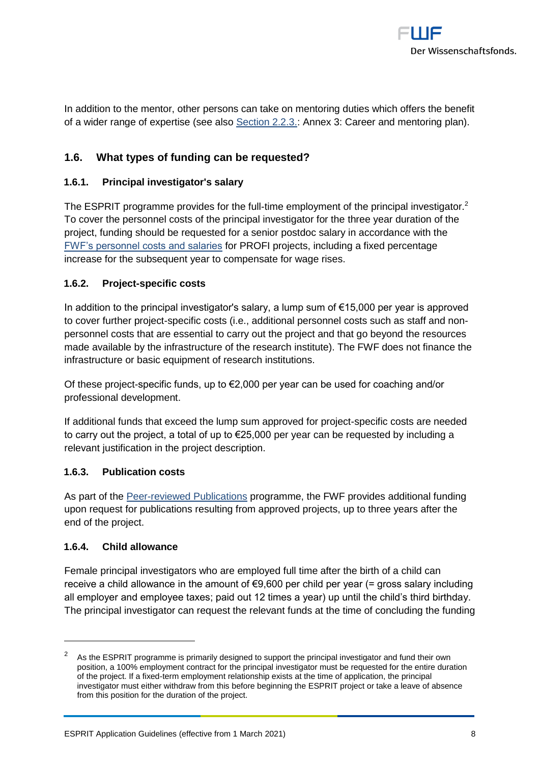In addition to the mentor, other persons can take on mentoring duties which offers the benefit of a wider range of expertise (see also Section 2.2.3.: Annex 3: Career and mentoring plan).

## 1.6. What types of funding can be requested?

### 1.6.1. Principal investigator's salary

The ESPRIT programme provides for the full-time employment of the principal investigator.[2] To cover the personnel costs of the principal investigator for the three year duration of the project, funding should be requested for a senior postdoc salary in accordance with the FWF's personnel costs and salaries for PROFI projects, including a fixed percentage increase for the subsequent year to compensate for wage rises.

### 1.6.2. Project-specific costs

In addition to the principal investigator's salary, a lump sum of €15,000 per year is approved to cover further project-specific costs (i.e., additional personnel costs such as staff and non-personnel costs that are essential to carry out the project and that go beyond the resources made available by the infrastructure of the research institute). The FWF does not finance the infrastructure or basic equipment of research institutions.

Of these project-specific funds, up to €2,000 per year can be used for coaching and/or professional development.

If additional funds that exceed the lump sum approved for project-specific costs are needed to carry out the project, a total of up to €25,000 per year can be requested by including a relevant justification in the project description.

### 1.6.3. Publication costs

As part of the Peer-reviewed Publications programme, the FWF provides additional funding upon request for publications resulting from approved projects, up to three years after the end of the project.

### 1.6.4. Child allowance

Female principal investigators who are employed full time after the birth of a child can receive a child allowance in the amount of €9,600 per child per year (= gross salary including all employer and employee taxes; paid out 12 times a year) up until the child's third birthday. The principal investigator can request the relevant funds at the time of concluding the funding

---

[2] As the ESPRIT programme is primarily designed to support the principal investigator and fund their own position, a 100% employment contract for the principal investigator must be requested for the entire duration of the project. If a fixed-term employment relationship exists at the time of application, the principal investigator must either withdraw from this before beginning the ESPRIT project or take a leave of absence from this position for the duration of the project.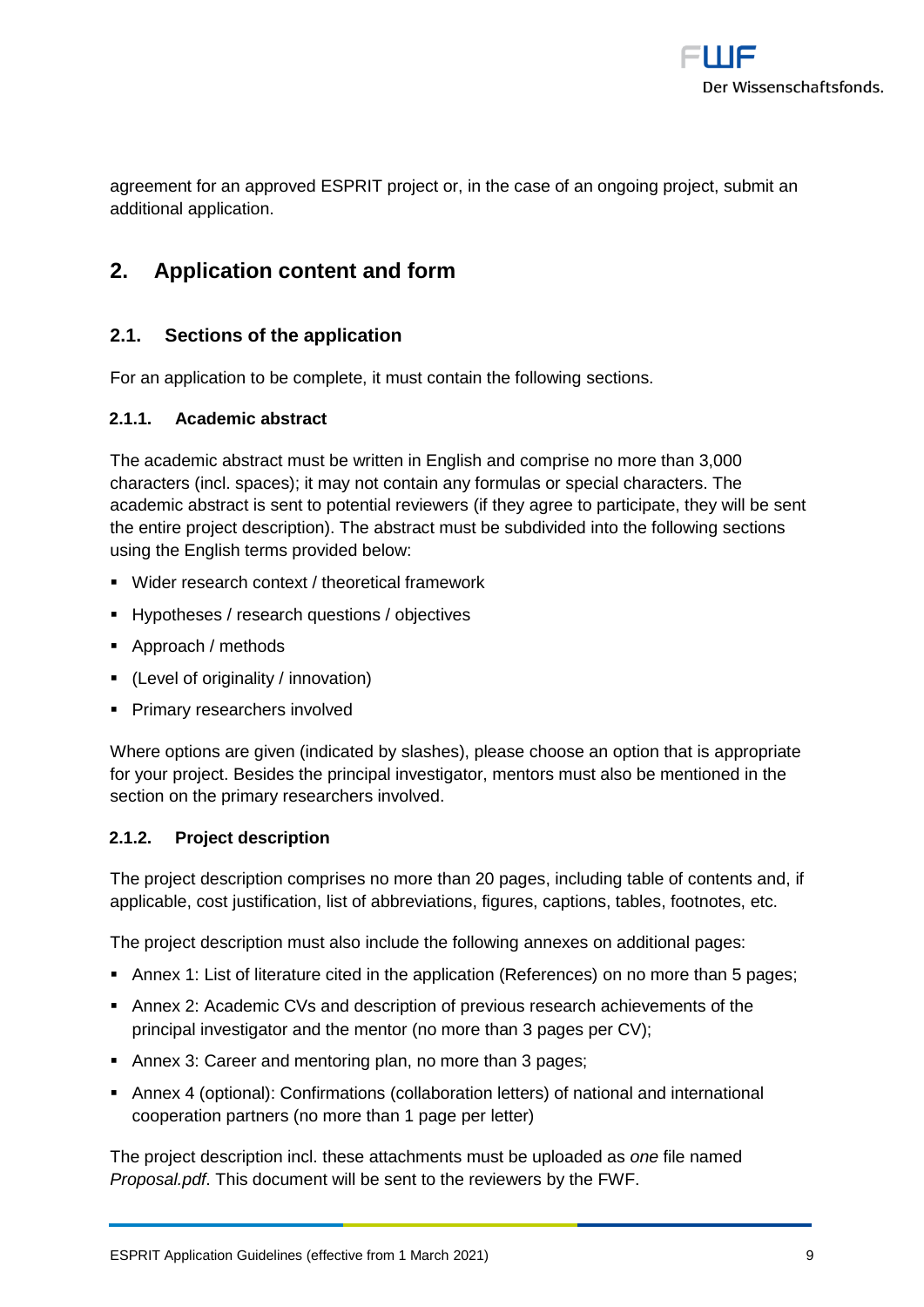agreement for an approved ESPRIT project or, in the case of an ongoing project, submit an additional application.

## 2. Application content and form

### 2.1. Sections of the application

For an application to be complete, it must contain the following sections.

#### 2.1.1. Academic abstract

The academic abstract must be written in English and comprise no more than 3,000 characters (incl. spaces); it may not contain any formulas or special characters. The academic abstract is sent to potential reviewers (if they agree to participate, they will be sent the entire project description). The abstract must be subdivided into the following sections using the English terms provided below:

- Wider research context / theoretical framework
- Hypotheses / research questions / objectives
- Approach / methods
- (Level of originality / innovation)
- Primary researchers involved

Where options are given (indicated by slashes), please choose an option that is appropriate for your project. Besides the principal investigator, mentors must also be mentioned in the section on the primary researchers involved.

#### 2.1.2. Project description

The project description comprises no more than 20 pages, including table of contents and, if applicable, cost justification, list of abbreviations, figures, captions, tables, footnotes, etc.

The project description must also include the following annexes on additional pages:

- Annex 1: List of literature cited in the application (References) on no more than 5 pages;
- Annex 2: Academic CVs and description of previous research achievements of the principal investigator and the mentor (no more than 3 pages per CV);
- Annex 3: Career and mentoring plan, no more than 3 pages;
- Annex 4 (optional): Confirmations (collaboration letters) of national and international cooperation partners (no more than 1 page per letter)

The project description incl. these attachments must be uploaded as *one* file named *Proposal.pdf*. This document will be sent to the reviewers by the FWF.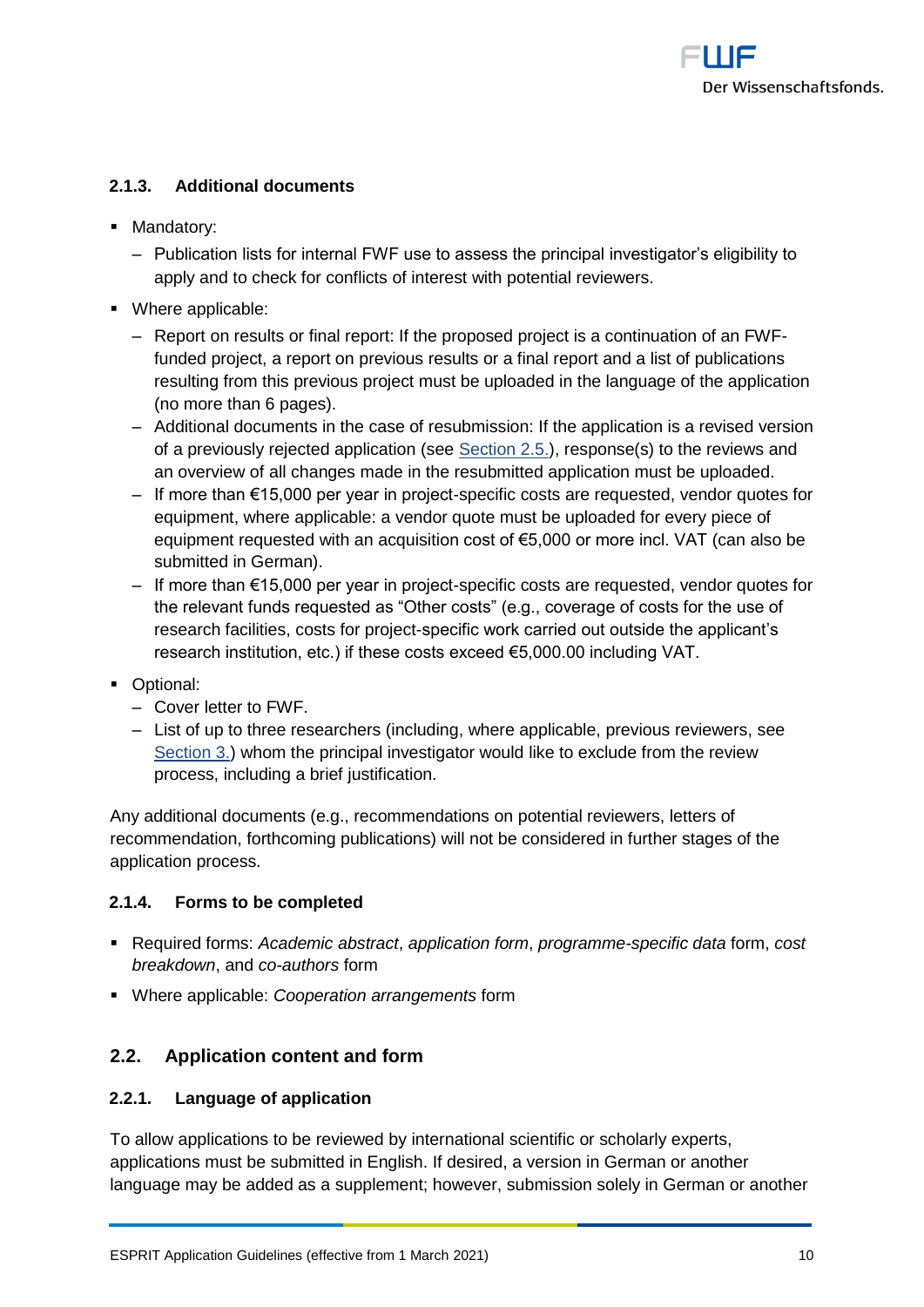### 2.1.3. Additional documents

- Mandatory:
  - Publication lists for internal FWF use to assess the principal investigator's eligibility to apply and to check for conflicts of interest with potential reviewers.
- Where applicable:
  - Report on results or final report: If the proposed project is a continuation of an FWF-funded project, a report on previous results or a final report and a list of publications resulting from this previous project must be uploaded in the language of the application (no more than 6 pages).
  - Additional documents in the case of resubmission: If the application is a revised version of a previously rejected application (see Section 2.5.), response(s) to the reviews and an overview of all changes made in the resubmitted application must be uploaded.
  - If more than €15,000 per year in project-specific costs are requested, vendor quotes for equipment, where applicable: a vendor quote must be uploaded for every piece of equipment requested with an acquisition cost of €5,000 or more incl. VAT (can also be submitted in German).
  - If more than €15,000 per year in project-specific costs are requested, vendor quotes for the relevant funds requested as "Other costs" (e.g., coverage of costs for the use of research facilities, costs for project-specific work carried out outside the applicant's research institution, etc.) if these costs exceed €5,000.00 including VAT.
- Optional:
  - Cover letter to FWF.
  - List of up to three researchers (including, where applicable, previous reviewers, see Section 3.) whom the principal investigator would like to exclude from the review process, including a brief justification.

Any additional documents (e.g., recommendations on potential reviewers, letters of recommendation, forthcoming publications) will not be considered in further stages of the application process.

### 2.1.4. Forms to be completed

- Required forms: *Academic abstract*, *application form*, *programme-specific data* form, *cost breakdown*, and *co-authors* form
- Where applicable: *Cooperation arrangements* form

## 2.2. Application content and form

### 2.2.1. Language of application

To allow applications to be reviewed by international scientific or scholarly experts, applications must be submitted in English. If desired, a version in German or another language may be added as a supplement; however, submission solely in German or another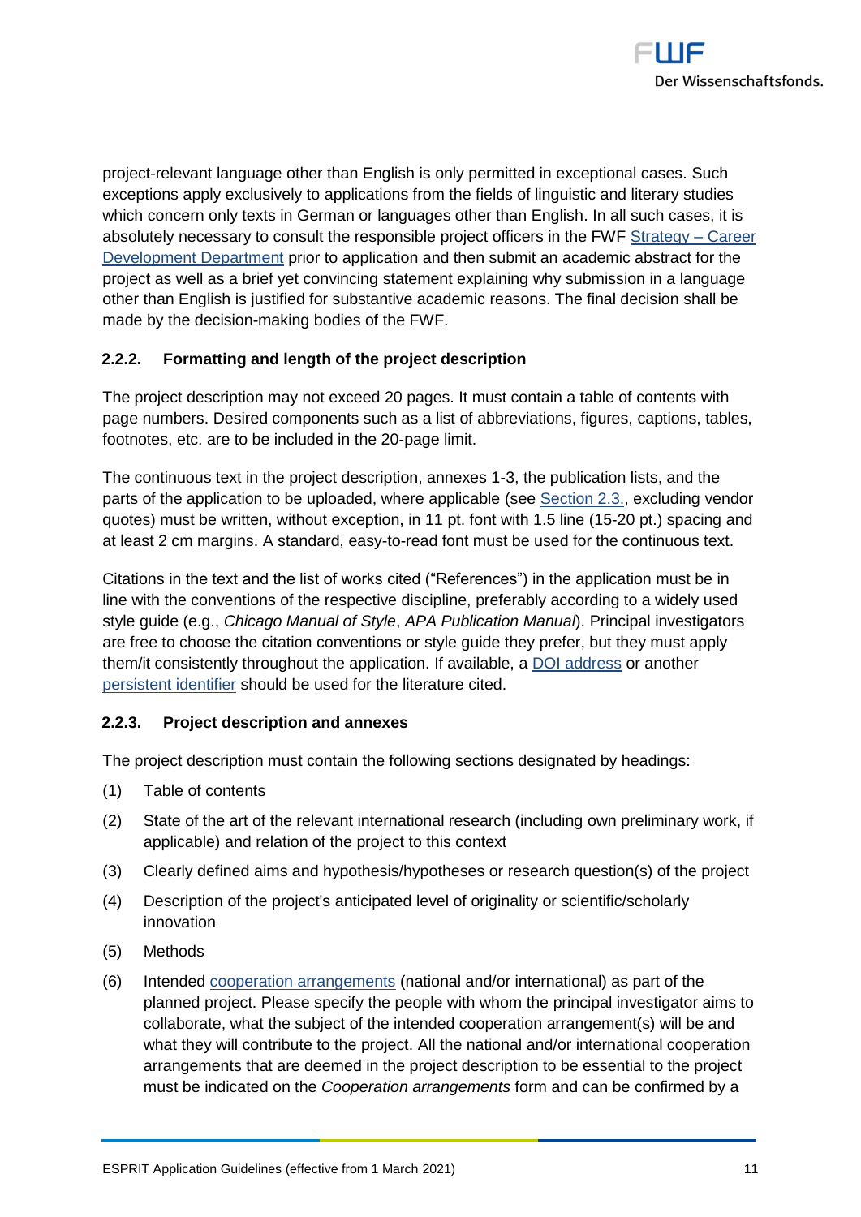project-relevant language other than English is only permitted in exceptional cases. Such exceptions apply exclusively to applications from the fields of linguistic and literary studies which concern only texts in German or languages other than English. In all such cases, it is absolutely necessary to consult the responsible project officers in the FWF Strategy – Career Development Department prior to application and then submit an academic abstract for the project as well as a brief yet convincing statement explaining why submission in a language other than English is justified for substantive academic reasons. The final decision shall be made by the decision-making bodies of the FWF.

### 2.2.2. Formatting and length of the project description

The project description may not exceed 20 pages. It must contain a table of contents with page numbers. Desired components such as a list of abbreviations, figures, captions, tables, footnotes, etc. are to be included in the 20-page limit.

The continuous text in the project description, annexes 1-3, the publication lists, and the parts of the application to be uploaded, where applicable (see Section 2.3., excluding vendor quotes) must be written, without exception, in 11 pt. font with 1.5 line (15-20 pt.) spacing and at least 2 cm margins. A standard, easy-to-read font must be used for the continuous text.

Citations in the text and the list of works cited ("References") in the application must be in line with the conventions of the respective discipline, preferably according to a widely used style guide (e.g., *Chicago Manual of Style*, *APA Publication Manual*). Principal investigators are free to choose the citation conventions or style guide they prefer, but they must apply them/it consistently throughout the application. If available, a DOI address or another persistent identifier should be used for the literature cited.

### 2.2.3. Project description and annexes

The project description must contain the following sections designated by headings:

(1) Table of contents

(2) State of the art of the relevant international research (including own preliminary work, if applicable) and relation of the project to this context

(3) Clearly defined aims and hypothesis/hypotheses or research question(s) of the project

(4) Description of the project's anticipated level of originality or scientific/scholarly innovation

(5) Methods

(6) Intended cooperation arrangements (national and/or international) as part of the planned project. Please specify the people with whom the principal investigator aims to collaborate, what the subject of the intended cooperation arrangement(s) will be and what they will contribute to the project. All the national and/or international cooperation arrangements that are deemed in the project description to be essential to the project must be indicated on the *Cooperation arrangements* form and can be confirmed by a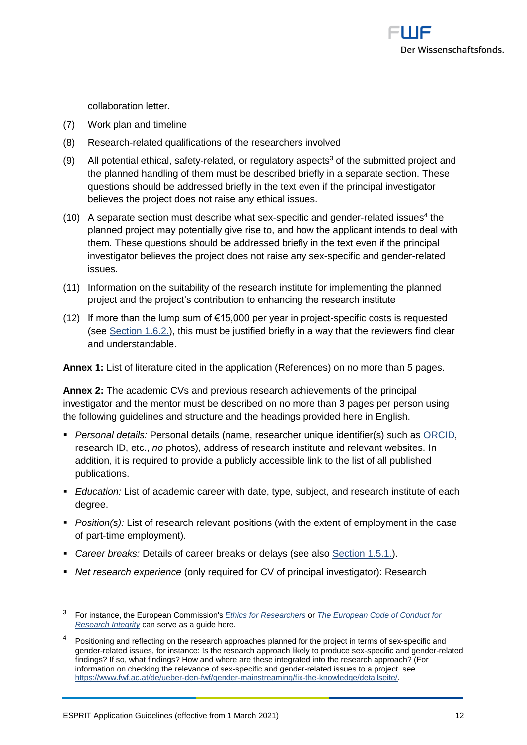collaboration letter.

(7) Work plan and timeline

(8) Research-related qualifications of the researchers involved

(9) All potential ethical, safety-related, or regulatory aspects[3] of the submitted project and the planned handling of them must be described briefly in a separate section. These questions should be addressed briefly in the text even if the principal investigator believes the project does not raise any ethical issues.

(10) A separate section must describe what sex-specific and gender-related issues[4] the planned project may potentially give rise to, and how the applicant intends to deal with them. These questions should be addressed briefly in the text even if the principal investigator believes the project does not raise any sex-specific and gender-related issues.

(11) Information on the suitability of the research institute for implementing the planned project and the project's contribution to enhancing the research institute

(12) If more than the lump sum of €15,000 per year in project-specific costs is requested (see Section 1.6.2.), this must be justified briefly in a way that the reviewers find clear and understandable.

**Annex 1:** List of literature cited in the application (References) on no more than 5 pages.

**Annex 2:** The academic CVs and previous research achievements of the principal investigator and the mentor must be described on no more than 3 pages per person using the following guidelines and structure and the headings provided here in English.

- *Personal details:* Personal details (name, researcher unique identifier(s) such as ORCID, research ID, etc., *no* photos), address of research institute and relevant websites. In addition, it is required to provide a publicly accessible link to the list of all published publications.
- *Education:* List of academic career with date, type, subject, and research institute of each degree.
- *Position(s):* List of research relevant positions (with the extent of employment in the case of part-time employment).
- *Career breaks:* Details of career breaks or delays (see also Section 1.5.1.).
- *Net research experience* (only required for CV of principal investigator): Research

---

[3] For instance, the European Commission's *Ethics for Researchers* or *The European Code of Conduct for Research Integrity* can serve as a guide here.

[4] Positioning and reflecting on the research approaches planned for the project in terms of sex-specific and gender-related issues, for instance: Is the research approach likely to produce sex-specific and gender-related findings? If so, what findings? How and where are these integrated into the research approach? (For information on checking the relevance of sex-specific and gender-related issues to a project, see https://www.fwf.ac.at/de/ueber-den-fwf/gender-mainstreaming/fix-the-knowledge/detailseite/.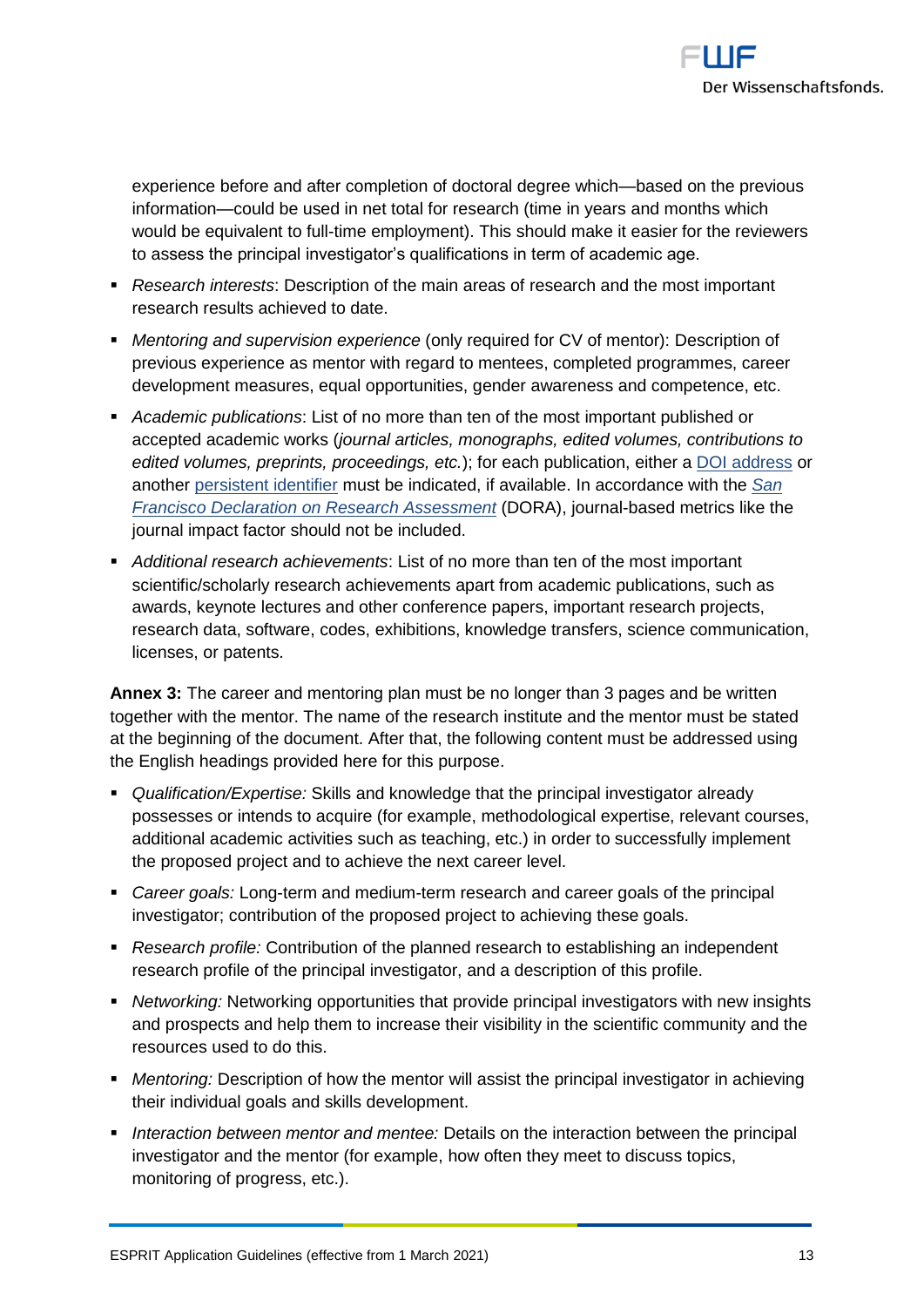experience before and after completion of doctoral degree which—based on the previous information—could be used in net total for research (time in years and months which would be equivalent to full-time employment). This should make it easier for the reviewers to assess the principal investigator's qualifications in term of academic age.

- *Research interests*: Description of the main areas of research and the most important research results achieved to date.
- *Mentoring and supervision experience* (only required for CV of mentor): Description of previous experience as mentor with regard to mentees, completed programmes, career development measures, equal opportunities, gender awareness and competence, etc.
- *Academic publications*: List of no more than ten of the most important published or accepted academic works (*journal articles, monographs, edited volumes, contributions to edited volumes, preprints, proceedings, etc.*); for each publication, either a DOI address or another persistent identifier must be indicated, if available. In accordance with the *San Francisco Declaration on Research Assessment* (DORA), journal-based metrics like the journal impact factor should not be included.
- *Additional research achievements*: List of no more than ten of the most important scientific/scholarly research achievements apart from academic publications, such as awards, keynote lectures and other conference papers, important research projects, research data, software, codes, exhibitions, knowledge transfers, science communication, licenses, or patents.

**Annex 3:** The career and mentoring plan must be no longer than 3 pages and be written together with the mentor. The name of the research institute and the mentor must be stated at the beginning of the document. After that, the following content must be addressed using the English headings provided here for this purpose.

- *Qualification/Expertise:* Skills and knowledge that the principal investigator already possesses or intends to acquire (for example, methodological expertise, relevant courses, additional academic activities such as teaching, etc.) in order to successfully implement the proposed project and to achieve the next career level.
- *Career goals:* Long-term and medium-term research and career goals of the principal investigator; contribution of the proposed project to achieving these goals.
- *Research profile:* Contribution of the planned research to establishing an independent research profile of the principal investigator, and a description of this profile.
- *Networking:* Networking opportunities that provide principal investigators with new insights and prospects and help them to increase their visibility in the scientific community and the resources used to do this.
- *Mentoring:* Description of how the mentor will assist the principal investigator in achieving their individual goals and skills development.
- *Interaction between mentor and mentee:* Details on the interaction between the principal investigator and the mentor (for example, how often they meet to discuss topics, monitoring of progress, etc.).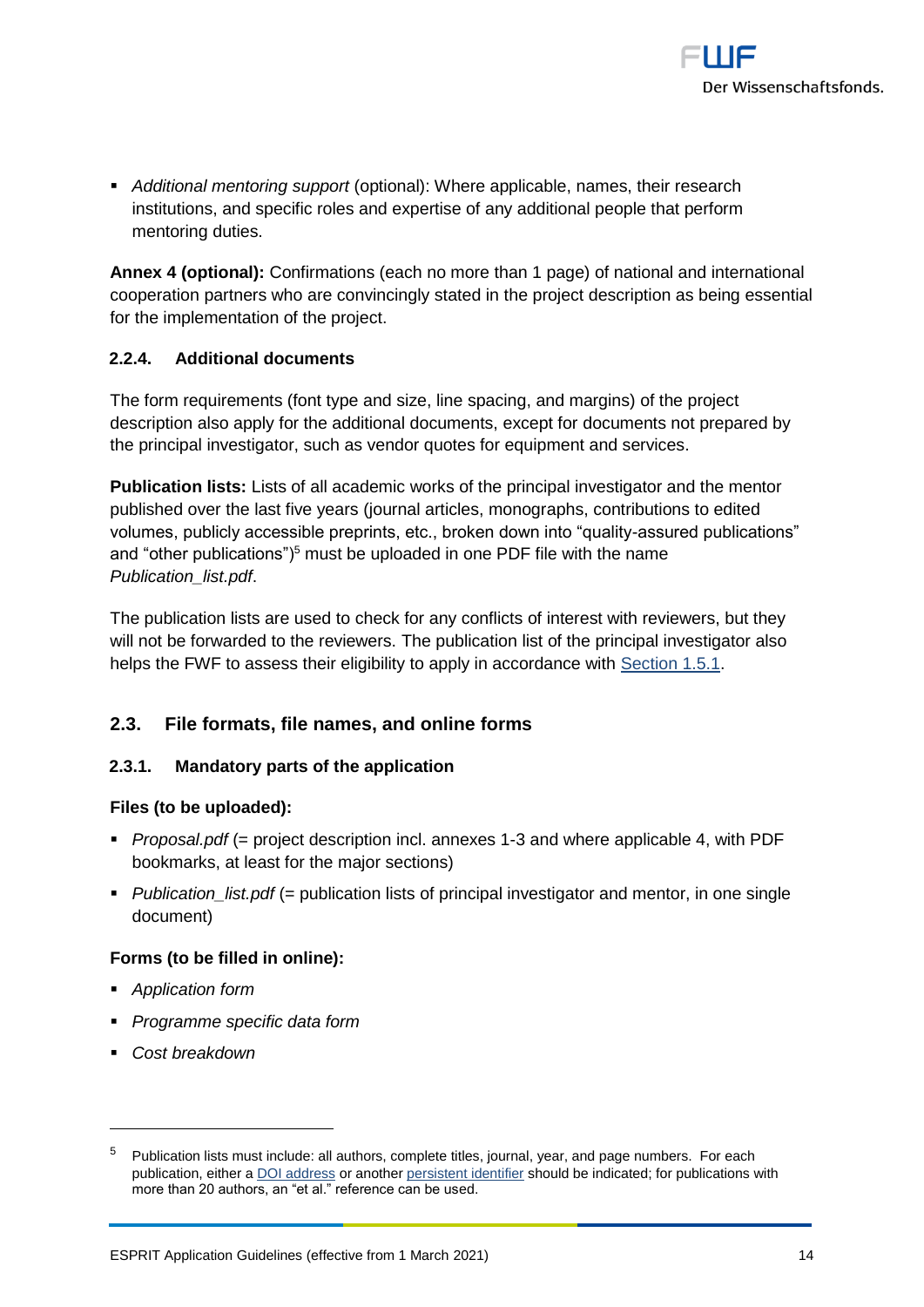- *Additional mentoring support* (optional): Where applicable, names, their research institutions, and specific roles and expertise of any additional people that perform mentoring duties.

**Annex 4 (optional):** Confirmations (each no more than 1 page) of national and international cooperation partners who are convincingly stated in the project description as being essential for the implementation of the project.

### 2.2.4. Additional documents

The form requirements (font type and size, line spacing, and margins) of the project description also apply for the additional documents, except for documents not prepared by the principal investigator, such as vendor quotes for equipment and services.

**Publication lists:** Lists of all academic works of the principal investigator and the mentor published over the last five years (journal articles, monographs, contributions to edited volumes, publicly accessible preprints, etc., broken down into "quality-assured publications" and "other publications")[5] must be uploaded in one PDF file with the name *Publication_list.pdf*.

The publication lists are used to check for any conflicts of interest with reviewers, but they will not be forwarded to the reviewers. The publication list of the principal investigator also helps the FWF to assess their eligibility to apply in accordance with Section 1.5.1.

## 2.3. File formats, file names, and online forms

### 2.3.1. Mandatory parts of the application

**Files (to be uploaded):**

- *Proposal.pdf* (= project description incl. annexes 1-3 and where applicable 4, with PDF bookmarks, at least for the major sections)
- *Publication_list.pdf* (= publication lists of principal investigator and mentor, in one single document)

**Forms (to be filled in online):**

- *Application form*
- *Programme specific data form*
- *Cost breakdown*

---

[5] Publication lists must include: all authors, complete titles, journal, year, and page numbers. For each publication, either a DOI address or another persistent identifier should be indicated; for publications with more than 20 authors, an "et al." reference can be used.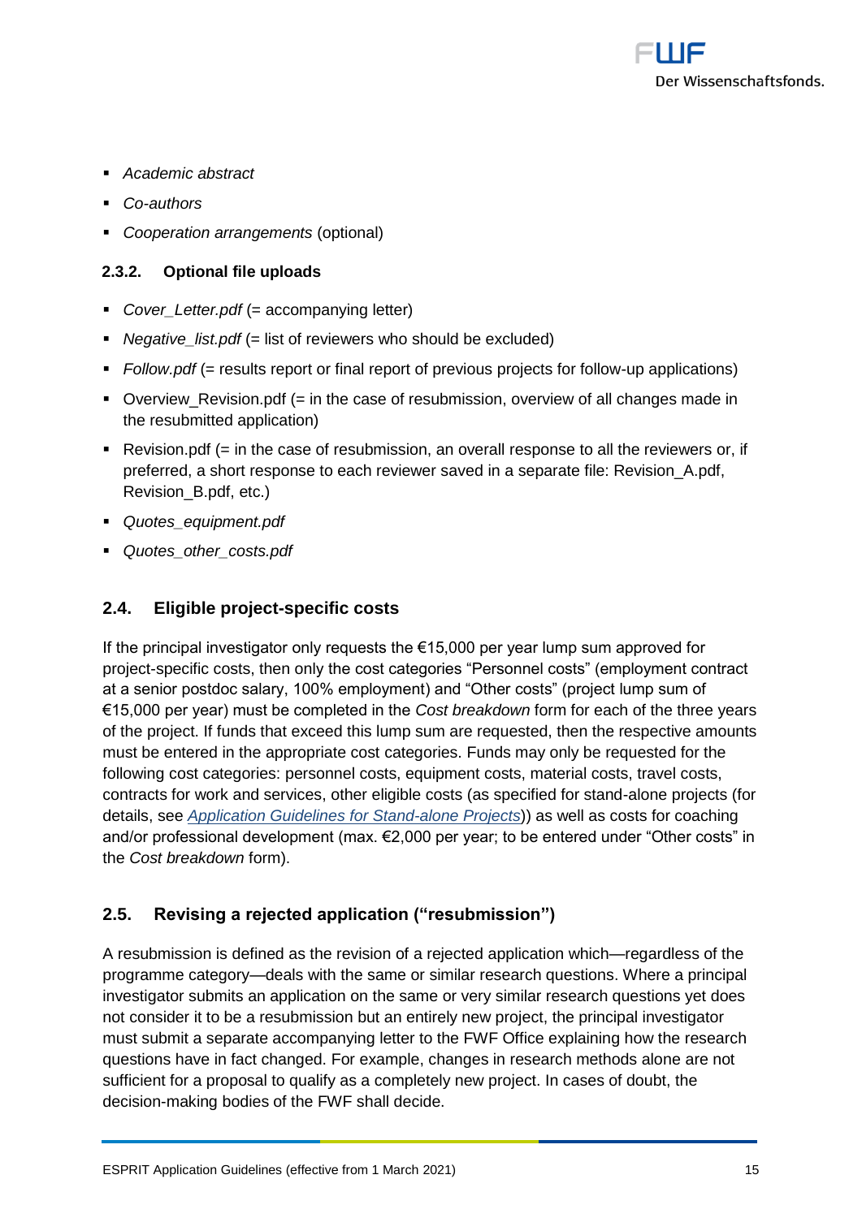- *Academic abstract*
- *Co-authors*
- *Cooperation arrangements* (optional)

### 2.3.2. Optional file uploads

- *Cover_Letter.pdf* (= accompanying letter)
- *Negative_list.pdf* (= list of reviewers who should be excluded)
- *Follow.pdf* (= results report or final report of previous projects for follow-up applications)
- Overview_Revision.pdf (= in the case of resubmission, overview of all changes made in the resubmitted application)
- Revision.pdf (= in the case of resubmission, an overall response to all the reviewers or, if preferred, a short response to each reviewer saved in a separate file: Revision_A.pdf, Revision_B.pdf, etc.)
- *Quotes_equipment.pdf*
- *Quotes_other_costs.pdf*

## 2.4. Eligible project-specific costs

If the principal investigator only requests the €15,000 per year lump sum approved for project-specific costs, then only the cost categories "Personnel costs" (employment contract at a senior postdoc salary, 100% employment) and "Other costs" (project lump sum of €15,000 per year) must be completed in the *Cost breakdown* form for each of the three years of the project. If funds that exceed this lump sum are requested, then the respective amounts must be entered in the appropriate cost categories. Funds may only be requested for the following cost categories: personnel costs, equipment costs, material costs, travel costs, contracts for work and services, other eligible costs (as specified for stand-alone projects (for details, see *Application Guidelines for Stand-alone Projects*)) as well as costs for coaching and/or professional development (max. €2,000 per year; to be entered under "Other costs" in the *Cost breakdown* form).

## 2.5. Revising a rejected application ("resubmission")

A resubmission is defined as the revision of a rejected application which—regardless of the programme category—deals with the same or similar research questions. Where a principal investigator submits an application on the same or very similar research questions yet does not consider it to be a resubmission but an entirely new project, the principal investigator must submit a separate accompanying letter to the FWF Office explaining how the research questions have in fact changed. For example, changes in research methods alone are not sufficient for a proposal to qualify as a completely new project. In cases of doubt, the decision-making bodies of the FWF shall decide.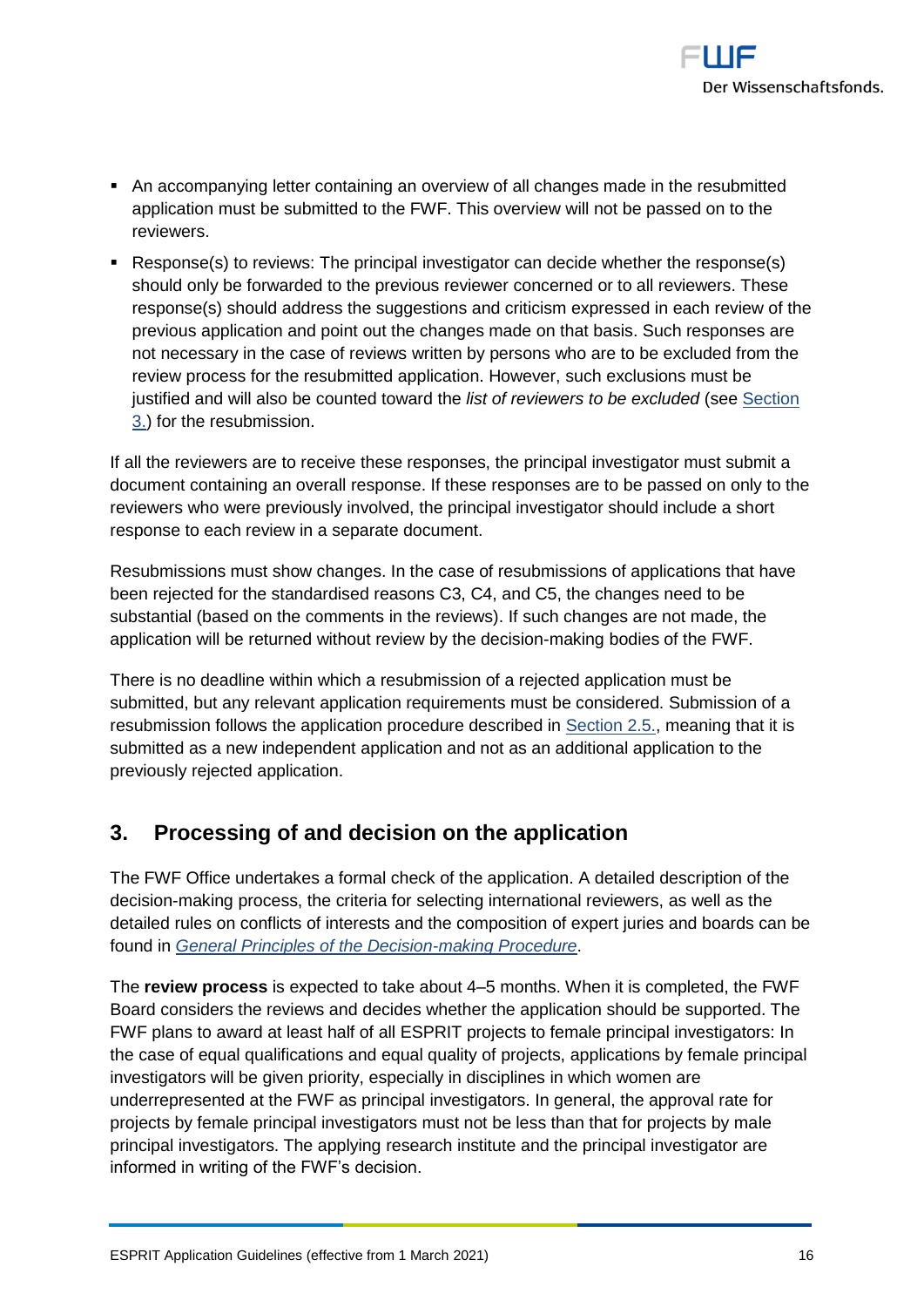- An accompanying letter containing an overview of all changes made in the resubmitted application must be submitted to the FWF. This overview will not be passed on to the reviewers.
- Response(s) to reviews: The principal investigator can decide whether the response(s) should only be forwarded to the previous reviewer concerned or to all reviewers. These response(s) should address the suggestions and criticism expressed in each review of the previous application and point out the changes made on that basis. Such responses are not necessary in the case of reviews written by persons who are to be excluded from the review process for the resubmitted application. However, such exclusions must be justified and will also be counted toward the *list of reviewers to be excluded* (see [Section 3.](#)) for the resubmission.

If all the reviewers are to receive these responses, the principal investigator must submit a document containing an overall response. If these responses are to be passed on only to the reviewers who were previously involved, the principal investigator should include a short response to each review in a separate document.

Resubmissions must show changes. In the case of resubmissions of applications that have been rejected for the standardised reasons C3, C4, and C5, the changes need to be substantial (based on the comments in the reviews). If such changes are not made, the application will be returned without review by the decision-making bodies of the FWF.

There is no deadline within which a resubmission of a rejected application must be submitted, but any relevant application requirements must be considered. Submission of a resubmission follows the application procedure described in [Section 2.5.](#), meaning that it is submitted as a new independent application and not as an additional application to the previously rejected application.

## 3. Processing of and decision on the application

The FWF Office undertakes a formal check of the application. A detailed description of the decision-making process, the criteria for selecting international reviewers, as well as the detailed rules on conflicts of interests and the composition of expert juries and boards can be found in [*General Principles of the Decision-making Procedure*](#).

The **review process** is expected to take about 4–5 months. When it is completed, the FWF Board considers the reviews and decides whether the application should be supported. The FWF plans to award at least half of all ESPRIT projects to female principal investigators: In the case of equal qualifications and equal quality of projects, applications by female principal investigators will be given priority, especially in disciplines in which women are underrepresented at the FWF as principal investigators. In general, the approval rate for projects by female principal investigators must not be less than that for projects by male principal investigators. The applying research institute and the principal investigator are informed in writing of the FWF's decision.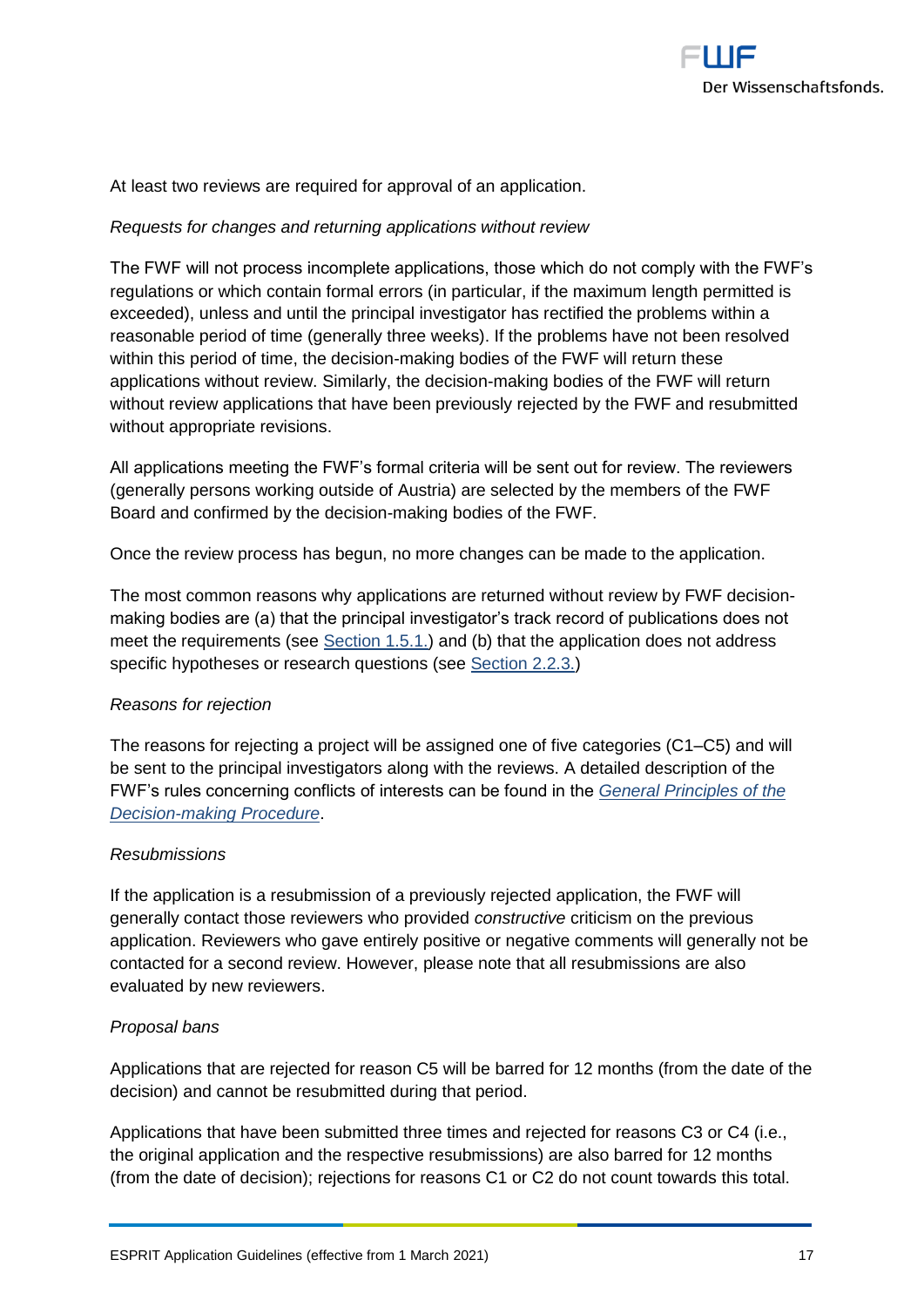At least two reviews are required for approval of an application.

*Requests for changes and returning applications without review*

The FWF will not process incomplete applications, those which do not comply with the FWF's regulations or which contain formal errors (in particular, if the maximum length permitted is exceeded), unless and until the principal investigator has rectified the problems within a reasonable period of time (generally three weeks). If the problems have not been resolved within this period of time, the decision-making bodies of the FWF will return these applications without review. Similarly, the decision-making bodies of the FWF will return without review applications that have been previously rejected by the FWF and resubmitted without appropriate revisions.

All applications meeting the FWF's formal criteria will be sent out for review. The reviewers (generally persons working outside of Austria) are selected by the members of the FWF Board and confirmed by the decision-making bodies of the FWF.

Once the review process has begun, no more changes can be made to the application.

The most common reasons why applications are returned without review by FWF decision-making bodies are (a) that the principal investigator's track record of publications does not meet the requirements (see Section 1.5.1.) and (b) that the application does not address specific hypotheses or research questions (see Section 2.2.3.)

*Reasons for rejection*

The reasons for rejecting a project will be assigned one of five categories (C1–C5) and will be sent to the principal investigators along with the reviews. A detailed description of the FWF's rules concerning conflicts of interests can be found in the *General Principles of the Decision-making Procedure*.

*Resubmissions*

If the application is a resubmission of a previously rejected application, the FWF will generally contact those reviewers who provided *constructive* criticism on the previous application. Reviewers who gave entirely positive or negative comments will generally not be contacted for a second review. However, please note that all resubmissions are also evaluated by new reviewers.

*Proposal bans*

Applications that are rejected for reason C5 will be barred for 12 months (from the date of the decision) and cannot be resubmitted during that period.

Applications that have been submitted three times and rejected for reasons C3 or C4 (i.e., the original application and the respective resubmissions) are also barred for 12 months (from the date of decision); rejections for reasons C1 or C2 do not count towards this total.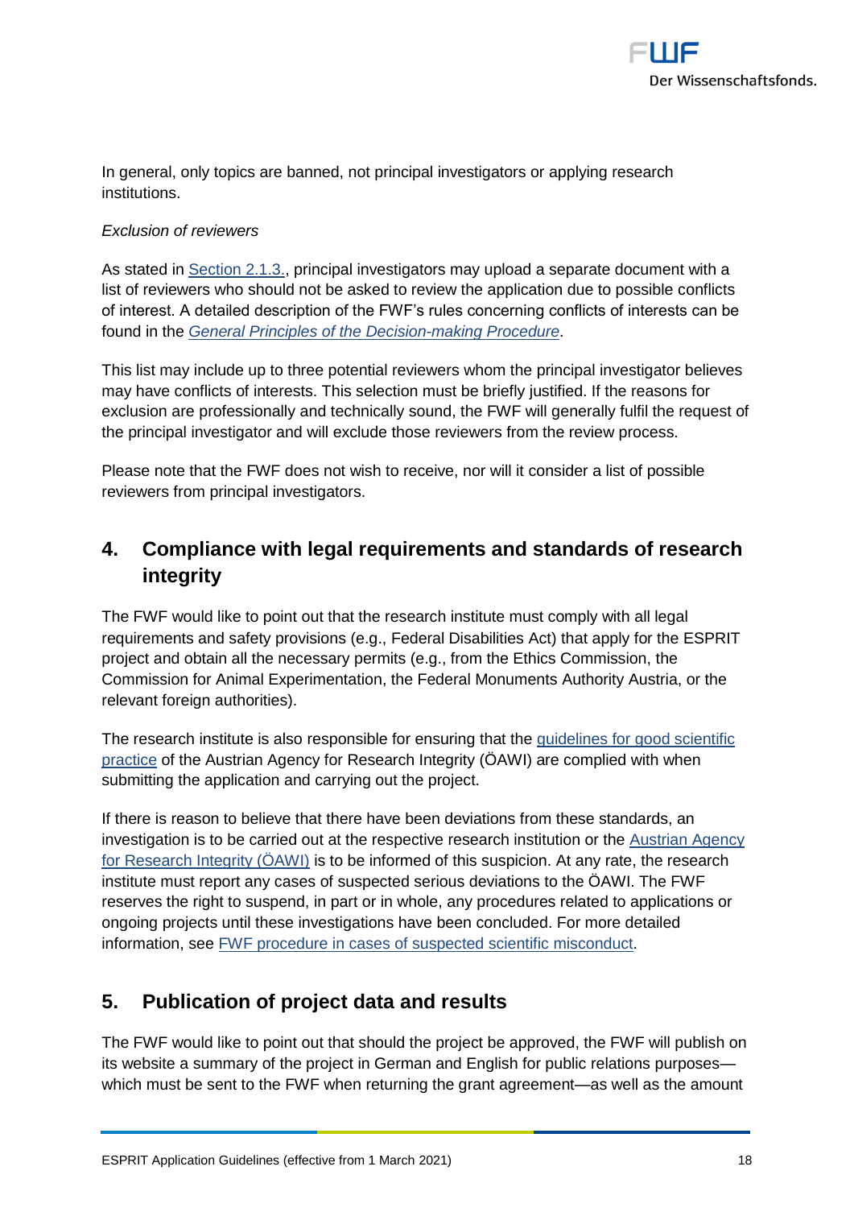In general, only topics are banned, not principal investigators or applying research institutions.

*Exclusion of reviewers*

As stated in Section 2.1.3., principal investigators may upload a separate document with a list of reviewers who should not be asked to review the application due to possible conflicts of interest. A detailed description of the FWF's rules concerning conflicts of interests can be found in the *General Principles of the Decision-making Procedure*.

This list may include up to three potential reviewers whom the principal investigator believes may have conflicts of interests. This selection must be briefly justified. If the reasons for exclusion are professionally and technically sound, the FWF will generally fulfil the request of the principal investigator and will exclude those reviewers from the review process.

Please note that the FWF does not wish to receive, nor will it consider a list of possible reviewers from principal investigators.

## 4. Compliance with legal requirements and standards of research integrity

The FWF would like to point out that the research institute must comply with all legal requirements and safety provisions (e.g., Federal Disabilities Act) that apply for the ESPRIT project and obtain all the necessary permits (e.g., from the Ethics Commission, the Commission for Animal Experimentation, the Federal Monuments Authority Austria, or the relevant foreign authorities).

The research institute is also responsible for ensuring that the guidelines for good scientific practice of the Austrian Agency for Research Integrity (ÖAWI) are complied with when submitting the application and carrying out the project.

If there is reason to believe that there have been deviations from these standards, an investigation is to be carried out at the respective research institution or the Austrian Agency for Research Integrity (ÖAWI) is to be informed of this suspicion. At any rate, the research institute must report any cases of suspected serious deviations to the ÖAWI. The FWF reserves the right to suspend, in part or in whole, any procedures related to applications or ongoing projects until these investigations have been concluded. For more detailed information, see FWF procedure in cases of suspected scientific misconduct.

## 5. Publication of project data and results

The FWF would like to point out that should the project be approved, the FWF will publish on its website a summary of the project in German and English for public relations purposes—which must be sent to the FWF when returning the grant agreement—as well as the amount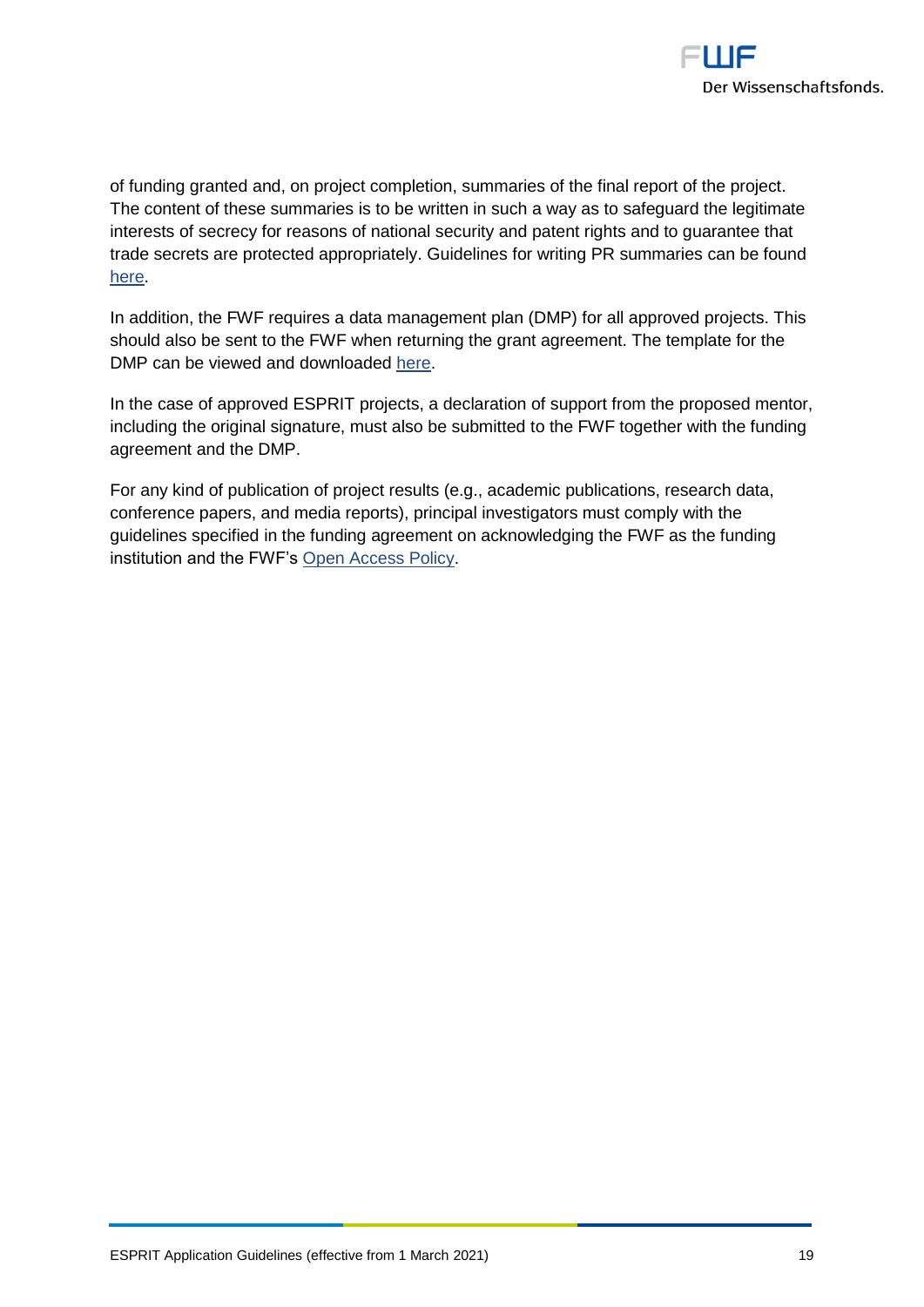of funding granted and, on project completion, summaries of the final report of the project. The content of these summaries is to be written in such a way as to safeguard the legitimate interests of secrecy for reasons of national security and patent rights and to guarantee that trade secrets are protected appropriately. Guidelines for writing PR summaries can be found here.

In addition, the FWF requires a data management plan (DMP) for all approved projects. This should also be sent to the FWF when returning the grant agreement. The template for the DMP can be viewed and downloaded here.

In the case of approved ESPRIT projects, a declaration of support from the proposed mentor, including the original signature, must also be submitted to the FWF together with the funding agreement and the DMP.

For any kind of publication of project results (e.g., academic publications, research data, conference papers, and media reports), principal investigators must comply with the guidelines specified in the funding agreement on acknowledging the FWF as the funding institution and the FWF's Open Access Policy.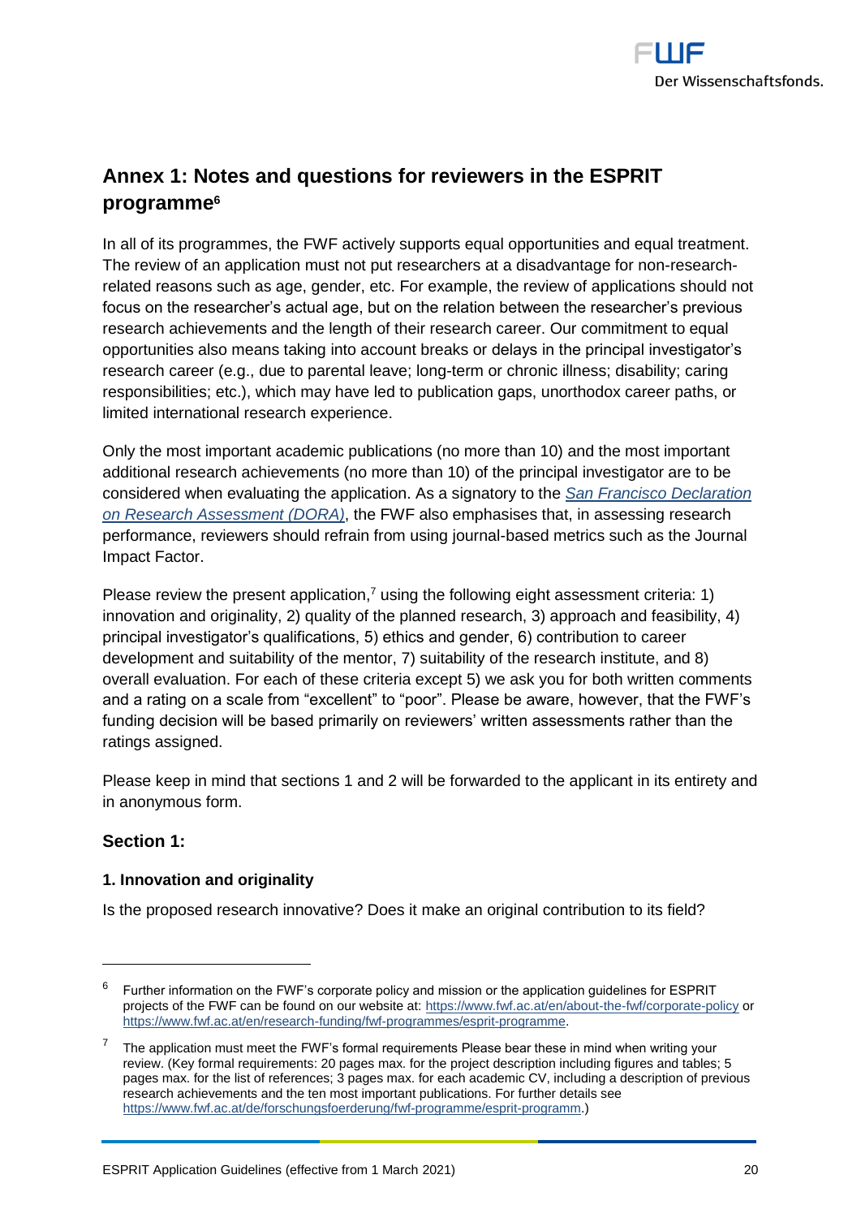## Annex 1: Notes and questions for reviewers in the ESPRIT programme[6]

In all of its programmes, the FWF actively supports equal opportunities and equal treatment. The review of an application must not put researchers at a disadvantage for non-research-related reasons such as age, gender, etc. For example, the review of applications should not focus on the researcher's actual age, but on the relation between the researcher's previous research achievements and the length of their research career. Our commitment to equal opportunities also means taking into account breaks or delays in the principal investigator's research career (e.g., due to parental leave; long-term or chronic illness; disability; caring responsibilities; etc.), which may have led to publication gaps, unorthodox career paths, or limited international research experience.

Only the most important academic publications (no more than 10) and the most important additional research achievements (no more than 10) of the principal investigator are to be considered when evaluating the application. As a signatory to the *San Francisco Declaration on Research Assessment (DORA)*, the FWF also emphasises that, in assessing research performance, reviewers should refrain from using journal-based metrics such as the Journal Impact Factor.

Please review the present application,[7] using the following eight assessment criteria: 1) innovation and originality, 2) quality of the planned research, 3) approach and feasibility, 4) principal investigator's qualifications, 5) ethics and gender, 6) contribution to career development and suitability of the mentor, 7) suitability of the research institute, and 8) overall evaluation. For each of these criteria except 5) we ask you for both written comments and a rating on a scale from "excellent" to "poor". Please be aware, however, that the FWF's funding decision will be based primarily on reviewers' written assessments rather than the ratings assigned.

Please keep in mind that sections 1 and 2 will be forwarded to the applicant in its entirety and in anonymous form.

### Section 1:

#### 1. Innovation and originality

Is the proposed research innovative? Does it make an original contribution to its field?

---

[6] Further information on the FWF's corporate policy and mission or the application guidelines for ESPRIT projects of the FWF can be found on our website at: https://www.fwf.ac.at/en/about-the-fwf/corporate-policy or https://www.fwf.ac.at/en/research-funding/fwf-programmes/esprit-programme.

[7] The application must meet the FWF's formal requirements Please bear these in mind when writing your review. (Key formal requirements: 20 pages max. for the project description including figures and tables; 5 pages max. for the list of references; 3 pages max. for each academic CV, including a description of previous research achievements and the ten most important publications. For further details see https://www.fwf.ac.at/de/forschungsfoerderung/fwf-programme/esprit-programm.)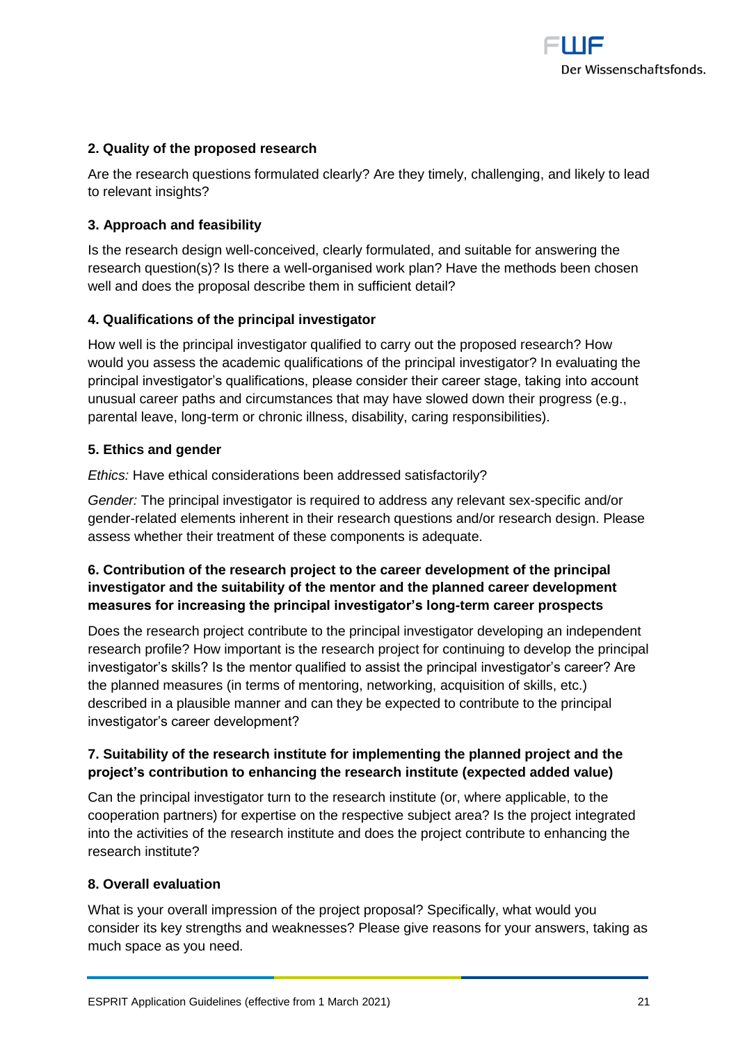**2. Quality of the proposed research**

Are the research questions formulated clearly? Are they timely, challenging, and likely to lead to relevant insights?

**3. Approach and feasibility**

Is the research design well-conceived, clearly formulated, and suitable for answering the research question(s)? Is there a well-organised work plan? Have the methods been chosen well and does the proposal describe them in sufficient detail?

**4. Qualifications of the principal investigator**

How well is the principal investigator qualified to carry out the proposed research? How would you assess the academic qualifications of the principal investigator? In evaluating the principal investigator's qualifications, please consider their career stage, taking into account unusual career paths and circumstances that may have slowed down their progress (e.g., parental leave, long-term or chronic illness, disability, caring responsibilities).

**5. Ethics and gender**

*Ethics:* Have ethical considerations been addressed satisfactorily?

*Gender:* The principal investigator is required to address any relevant sex-specific and/or gender-related elements inherent in their research questions and/or research design. Please assess whether their treatment of these components is adequate.

**6. Contribution of the research project to the career development of the principal investigator and the suitability of the mentor and the planned career development measures for increasing the principal investigator's long-term career prospects**

Does the research project contribute to the principal investigator developing an independent research profile? How important is the research project for continuing to develop the principal investigator's skills? Is the mentor qualified to assist the principal investigator's career? Are the planned measures (in terms of mentoring, networking, acquisition of skills, etc.) described in a plausible manner and can they be expected to contribute to the principal investigator's career development?

**7. Suitability of the research institute for implementing the planned project and the project's contribution to enhancing the research institute (expected added value)**

Can the principal investigator turn to the research institute (or, where applicable, to the cooperation partners) for expertise on the respective subject area? Is the project integrated into the activities of the research institute and does the project contribute to enhancing the research institute?

**8. Overall evaluation**

What is your overall impression of the project proposal? Specifically, what would you consider its key strengths and weaknesses? Please give reasons for your answers, taking as much space as you need.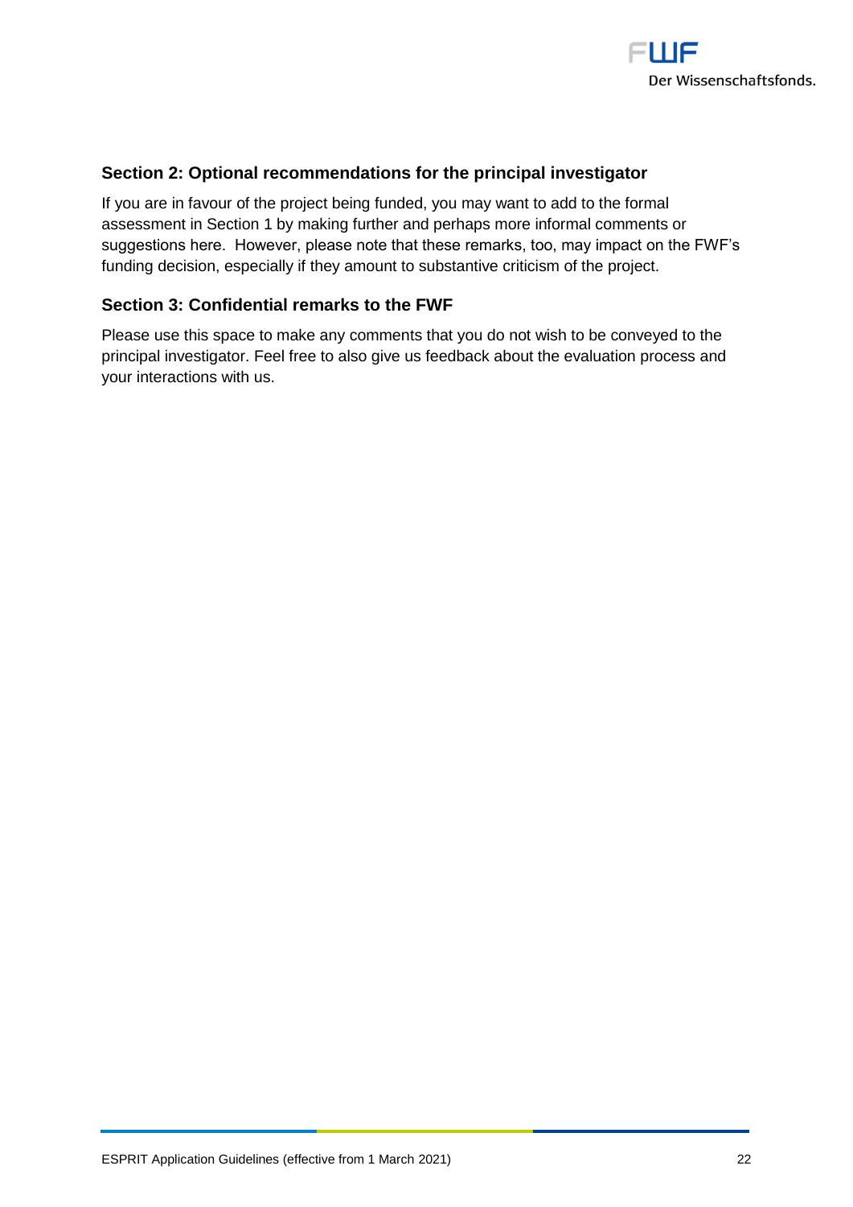### Section 2: Optional recommendations for the principal investigator

If you are in favour of the project being funded, you may want to add to the formal assessment in Section 1 by making further and perhaps more informal comments or suggestions here. However, please note that these remarks, too, may impact on the FWF's funding decision, especially if they amount to substantive criticism of the project.

### Section 3: Confidential remarks to the FWF

Please use this space to make any comments that you do not wish to be conveyed to the principal investigator. Feel free to also give us feedback about the evaluation process and your interactions with us.